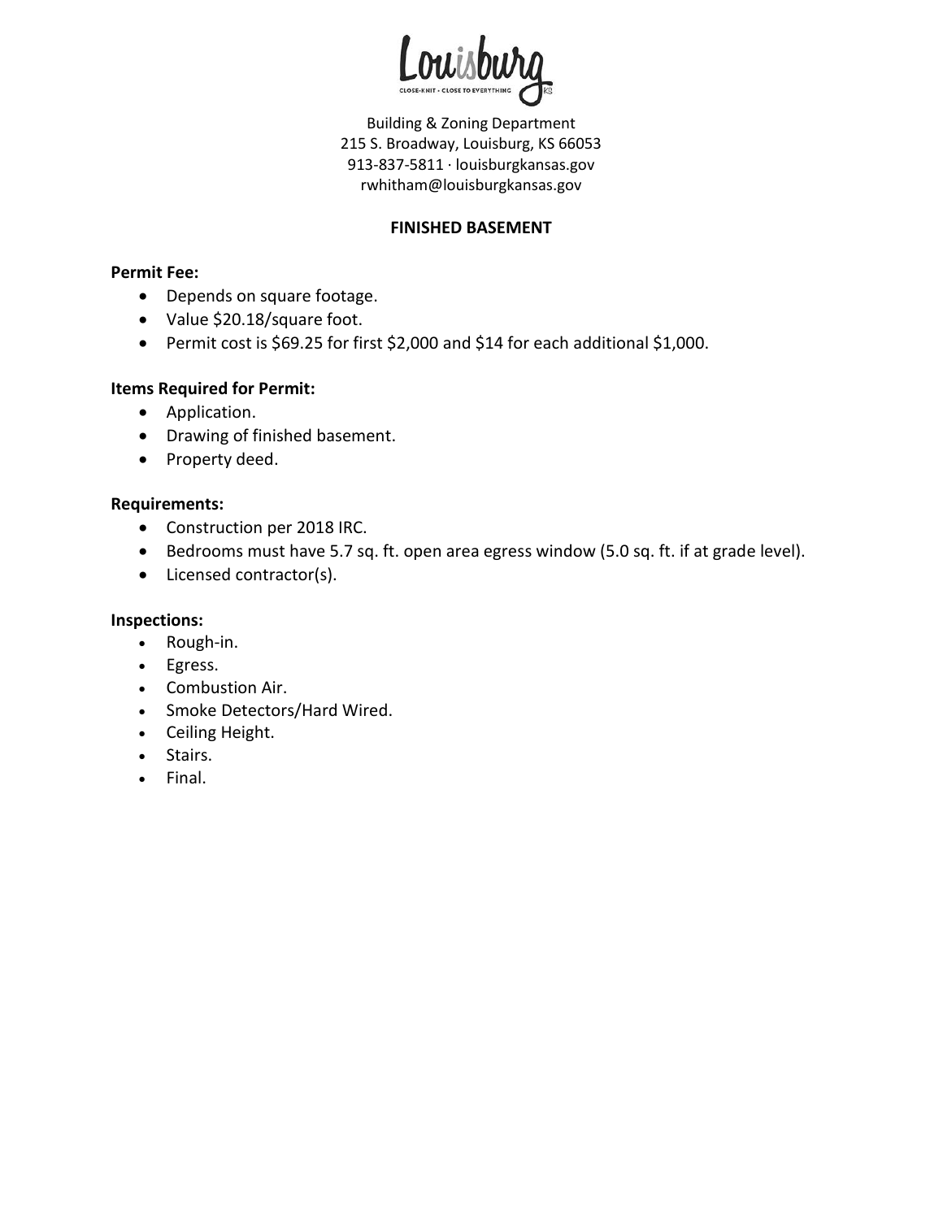Louisburg

CLOSE-KNIT • CLOSE TO EVERYTHING

KS

Building & Zoning Department
215 S. Broadway, Louisburg, KS 66053
913-837-5811 · louisburgkansas.gov
rwhitham@louisburgkansas.gov

# FINISHED BASEMENT

**Permit Fee:**

- Depends on square footage.
- Value $20.18/square foot.
- Permit cost is $69.25 for first $2,000 and $14 for each additional $1,000.

**Items Required for Permit:**

- Application.
- Drawing of finished basement.
- Property deed.

**Requirements:**

- Construction per 2018 IRC.
- Bedrooms must have 5.7 sq. ft. open area egress window (5.0 sq. ft. if at grade level).
- Licensed contractor(s).

**Inspections:**

- Rough-in.
- Egress.
- Combustion Air.
- Smoke Detectors/Hard Wired.
- Ceiling Height.
- Stairs.
- Final.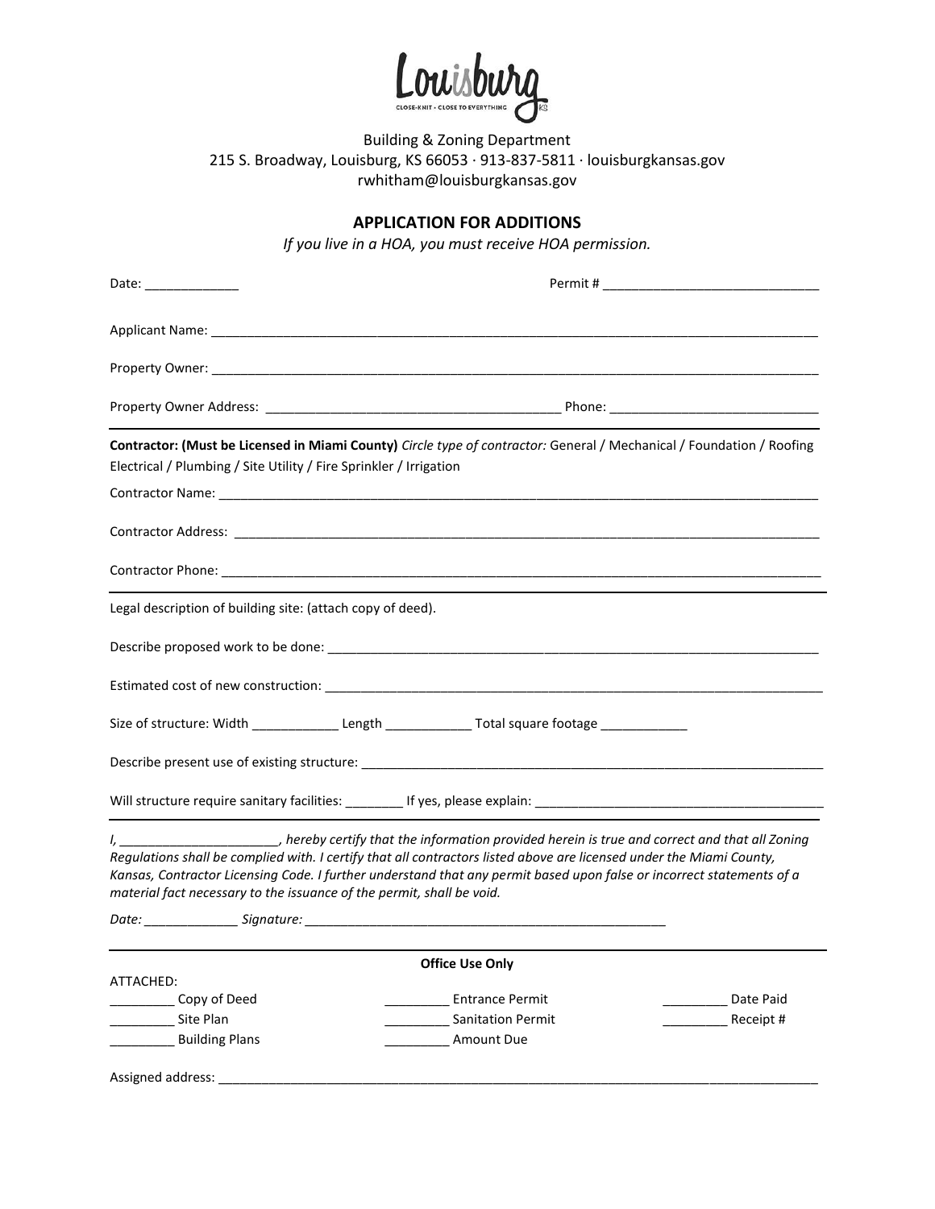Louisburg
CLOSE-KNIT • CLOSE TO EVERYTHING KS

Building & Zoning Department
215 S. Broadway, Louisburg, KS 66053 · 913-837-5811 · louisburgkansas.gov
rwhitham@louisburgkansas.gov

## APPLICATION FOR ADDITIONS

*If you live in a HOA, you must receive HOA permission.*

Date: _____________ Permit # _____________________________

Applicant Name: ___________________________________________________________________________________

Property Owner: ___________________________________________________________________________________

Property Owner Address: _________________________________________ Phone: _____________________________

---

**Contractor: (Must be Licensed in Miami County)** *Circle type of contractor:* General / Mechanical / Foundation / Roofing Electrical / Plumbing / Site Utility / Fire Sprinkler / Irrigation

Contractor Name: __________________________________________________________________________________

Contractor Address: ________________________________________________________________________________

Contractor Phone: __________________________________________________________________________________

---

Legal description of building site: (attach copy of deed).

Describe proposed work to be done: ______________________________________________________________________

Estimated cost of new construction: ______________________________________________________________________

Size of structure: Width ____________ Length ____________ Total square footage ____________

Describe present use of existing structure: _______________________________________________________________

Will structure require sanitary facilities: ________ If yes, please explain: ________________________________________

---

*I, ______________________, hereby certify that the information provided herein is true and correct and that all Zoning Regulations shall be complied with. I certify that all contractors listed above are licensed under the Miami County, Kansas, Contractor Licensing Code. I further understand that any permit based upon false or incorrect statements of a material fact necessary to the issuance of the permit, shall be void.*

*Date: _____________ Signature: ___________________________________________________*

---

**Office Use Only**

ATTACHED:

| | | |
|---|---|---|
| _________ Copy of Deed | _________ Entrance Permit | _________ Date Paid |
| _________ Site Plan | _________ Sanitation Permit | _________ Receipt # |
| _________ Building Plans | _________ Amount Due | |

Assigned address: _________________________________________________________________________________